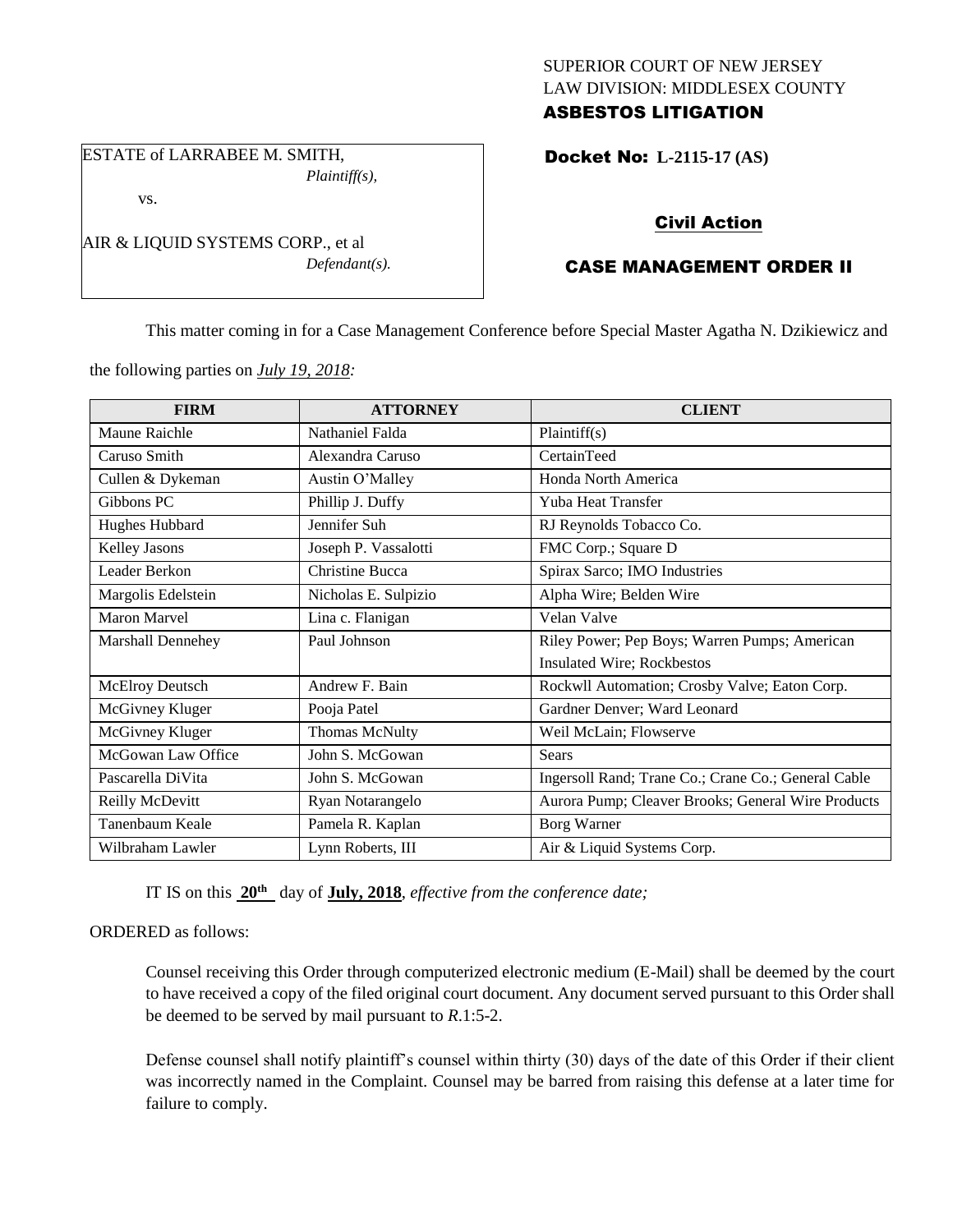SUPERIOR COURT OF NEW JERSEY
LAW DIVISION: MIDDLESEX COUNTY
**ASBESTOS LITIGATION**

ESTATE of LARRABEE M. SMITH,
*Plaintiff(s),*

vs.

AIR & LIQUID SYSTEMS CORP., et al
*Defendant(s).*

**Docket No: L-2115-17 (AS)**

**Civil Action**

**CASE MANAGEMENT ORDER II**

This matter coming in for a Case Management Conference before Special Master Agatha N. Dzikiewicz and the following parties on *July 19, 2018:*

| FIRM | ATTORNEY | CLIENT |
|---|---|---|
| Maune Raichle | Nathaniel Falda | Plaintiff(s) |
| Caruso Smith | Alexandra Caruso | CertainTeed |
| Cullen & Dykeman | Austin O'Malley | Honda North America |
| Gibbons PC | Phillip J. Duffy | Yuba Heat Transfer |
| Hughes Hubbard | Jennifer Suh | RJ Reynolds Tobacco Co. |
| Kelley Jasons | Joseph P. Vassalotti | FMC Corp.; Square D |
| Leader Berkon | Christine Bucca | Spirax Sarco; IMO Industries |
| Margolis Edelstein | Nicholas E. Sulpizio | Alpha Wire; Belden Wire |
| Maron Marvel | Lina c. Flanigan | Velan Valve |
| Marshall Dennehey | Paul Johnson | Riley Power; Pep Boys; Warren Pumps; American Insulated Wire; Rockbestos |
| McElroy Deutsch | Andrew F. Bain | Rockwll Automation; Crosby Valve; Eaton Corp. |
| McGivney Kluger | Pooja Patel | Gardner Denver; Ward Leonard |
| McGivney Kluger | Thomas McNulty | Weil McLain; Flowserve |
| McGowan Law Office | John S. McGowan | Sears |
| Pascarella DiVita | John S. McGowan | Ingersoll Rand; Trane Co.; Crane Co.; General Cable |
| Reilly McDevitt | Ryan Notarangelo | Aurora Pump; Cleaver Brooks; General Wire Products |
| Tanenbaum Keale | Pamela R. Kaplan | Borg Warner |
| Wilbraham Lawler | Lynn Roberts, III | Air & Liquid Systems Corp. |

IT IS on this **20th** day of **July, 2018**, *effective from the conference date;*

ORDERED as follows:

Counsel receiving this Order through computerized electronic medium (E-Mail) shall be deemed by the court to have received a copy of the filed original court document. Any document served pursuant to this Order shall be deemed to be served by mail pursuant to *R*.1:5-2.

Defense counsel shall notify plaintiff's counsel within thirty (30) days of the date of this Order if their client was incorrectly named in the Complaint. Counsel may be barred from raising this defense at a later time for failure to comply.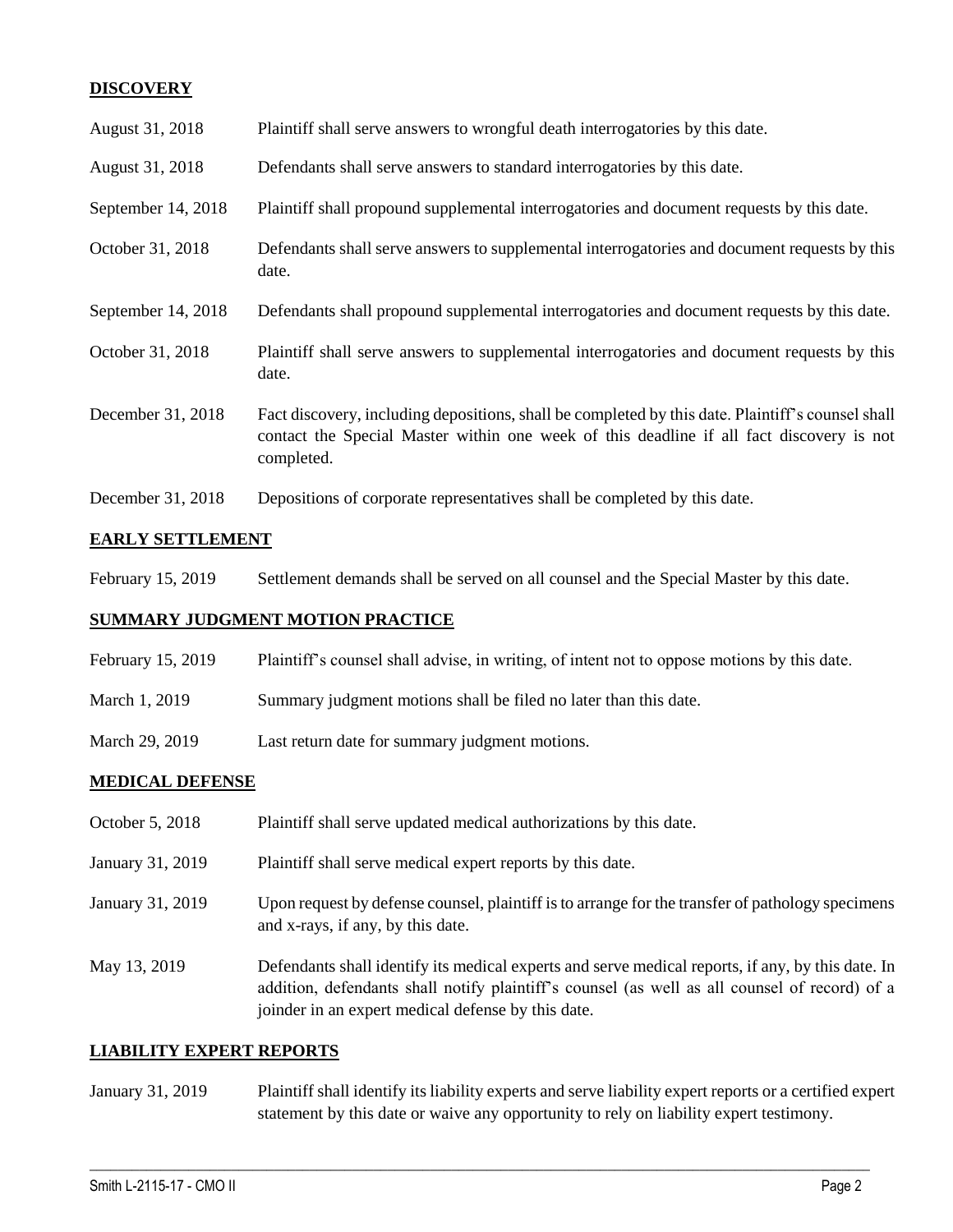## DISCOVERY

| | |
|---|---|
| August 31, 2018 | Plaintiff shall serve answers to wrongful death interrogatories by this date. |
| August 31, 2018 | Defendants shall serve answers to standard interrogatories by this date. |
| September 14, 2018 | Plaintiff shall propound supplemental interrogatories and document requests by this date. |
| October 31, 2018 | Defendants shall serve answers to supplemental interrogatories and document requests by this date. |
| September 14, 2018 | Defendants shall propound supplemental interrogatories and document requests by this date. |
| October 31, 2018 | Plaintiff shall serve answers to supplemental interrogatories and document requests by this date. |
| December 31, 2018 | Fact discovery, including depositions, shall be completed by this date. Plaintiff's counsel shall contact the Special Master within one week of this deadline if all fact discovery is not completed. |
| December 31, 2018 | Depositions of corporate representatives shall be completed by this date. |

## EARLY SETTLEMENT

| | |
|---|---|
| February 15, 2019 | Settlement demands shall be served on all counsel and the Special Master by this date. |

## SUMMARY JUDGMENT MOTION PRACTICE

| | |
|---|---|
| February 15, 2019 | Plaintiff's counsel shall advise, in writing, of intent not to oppose motions by this date. |
| March 1, 2019 | Summary judgment motions shall be filed no later than this date. |
| March 29, 2019 | Last return date for summary judgment motions. |

## MEDICAL DEFENSE

| | |
|---|---|
| October 5, 2018 | Plaintiff shall serve updated medical authorizations by this date. |
| January 31, 2019 | Plaintiff shall serve medical expert reports by this date. |
| January 31, 2019 | Upon request by defense counsel, plaintiff is to arrange for the transfer of pathology specimens and x-rays, if any, by this date. |
| May 13, 2019 | Defendants shall identify its medical experts and serve medical reports, if any, by this date. In addition, defendants shall notify plaintiff's counsel (as well as all counsel of record) of a joinder in an expert medical defense by this date. |

## LIABILITY EXPERT REPORTS

| | |
|---|---|
| January 31, 2019 | Plaintiff shall identify its liability experts and serve liability expert reports or a certified expert statement by this date or waive any opportunity to rely on liability expert testimony. |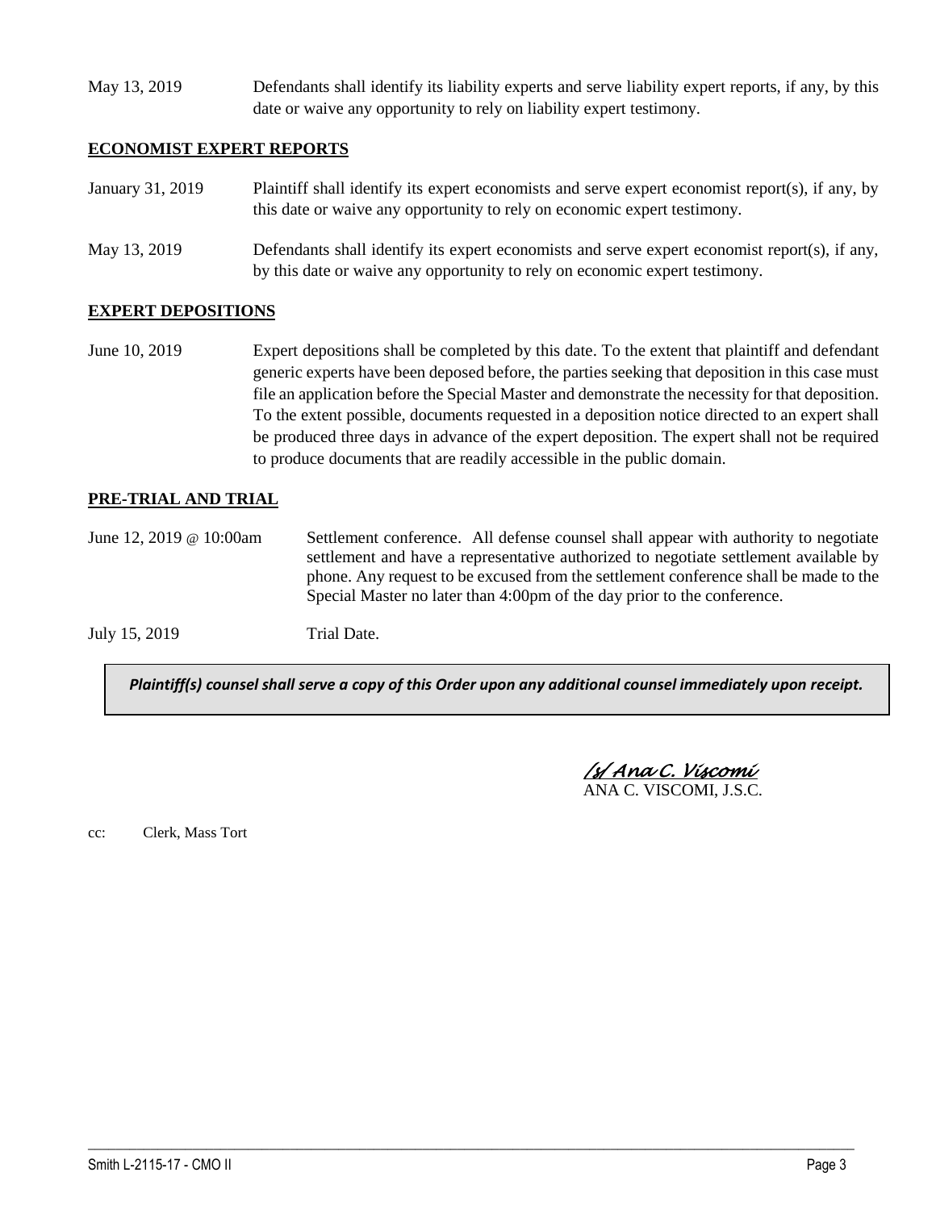| | |
|---|---|
| May 13, 2019 | Defendants shall identify its liability experts and serve liability expert reports, if any, by this date or waive any opportunity to rely on liability expert testimony. |

## ECONOMIST EXPERT REPORTS

| | |
|---|---|
| January 31, 2019 | Plaintiff shall identify its expert economists and serve expert economist report(s), if any, by this date or waive any opportunity to rely on economic expert testimony. |
| May 13, 2019 | Defendants shall identify its expert economists and serve expert economist report(s), if any, by this date or waive any opportunity to rely on economic expert testimony. |

## EXPERT DEPOSITIONS

| | |
|---|---|
| June 10, 2019 | Expert depositions shall be completed by this date. To the extent that plaintiff and defendant generic experts have been deposed before, the parties seeking that deposition in this case must file an application before the Special Master and demonstrate the necessity for that deposition. To the extent possible, documents requested in a deposition notice directed to an expert shall be produced three days in advance of the expert deposition. The expert shall not be required to produce documents that are readily accessible in the public domain. |

## PRE-TRIAL AND TRIAL

| | |
|---|---|
| June 12, 2019 @ 10:00am | Settlement conference. All defense counsel shall appear with authority to negotiate settlement and have a representative authorized to negotiate settlement available by phone. Any request to be excused from the settlement conference shall be made to the Special Master no later than 4:00pm of the day prior to the conference. |
| July 15, 2019 | Trial Date. |

***Plaintiff(s) counsel shall serve a copy of this Order upon any additional counsel immediately upon receipt.***

/s/ Ana C. Viscomi
ANA C. VISCOMI, J.S.C.

cc: Clerk, Mass Tort